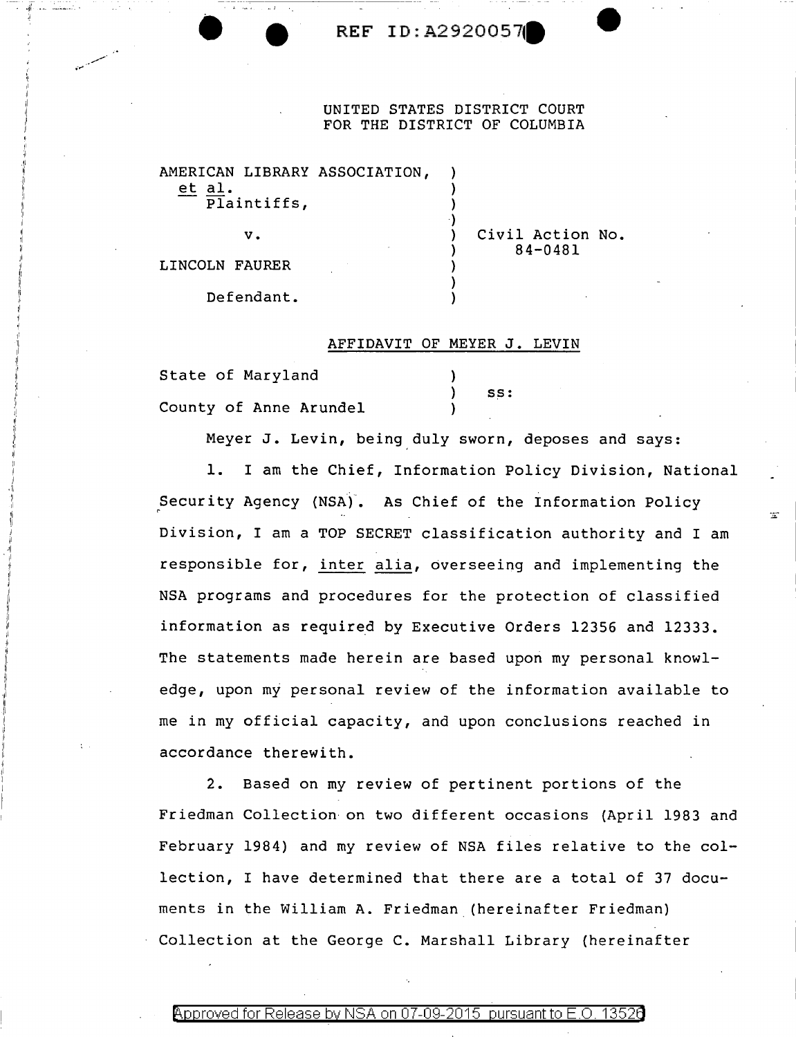REF ID:A2920057

UNITED STATES DISTRICT COURT
FOR THE DISTRICT OF COLUMBIA

AMERICAN LIBRARY ASSOCIATION, *et al.*
Plaintiffs,

v.

LINCOLN FAURER

Defendant.

Civil Action No. 84-0481

## AFFIDAVIT OF MEYER J. LEVIN

State of Maryland )
) ss:
County of Anne Arundel )

Meyer J. Levin, being duly sworn, deposes and says:

1. I am the Chief, Information Policy Division, National Security Agency (NSA). As Chief of the Information Policy Division, I am a TOP SECRET classification authority and I am responsible for, *inter alia*, overseeing and implementing the NSA programs and procedures for the protection of classified information as required by Executive Orders 12356 and 12333. The statements made herein are based upon my personal knowledge, upon my personal review of the information available to me in my official capacity, and upon conclusions reached in accordance therewith.

2. Based on my review of pertinent portions of the Friedman Collection on two different occasions (April 1983 and February 1984) and my review of NSA files relative to the collection, I have determined that there are a total of 37 documents in the William A. Friedman (hereinafter Friedman) Collection at the George C. Marshall Library (hereinafter

Approved for Release by NSA on 07-09-2015 pursuant to E.O. 13526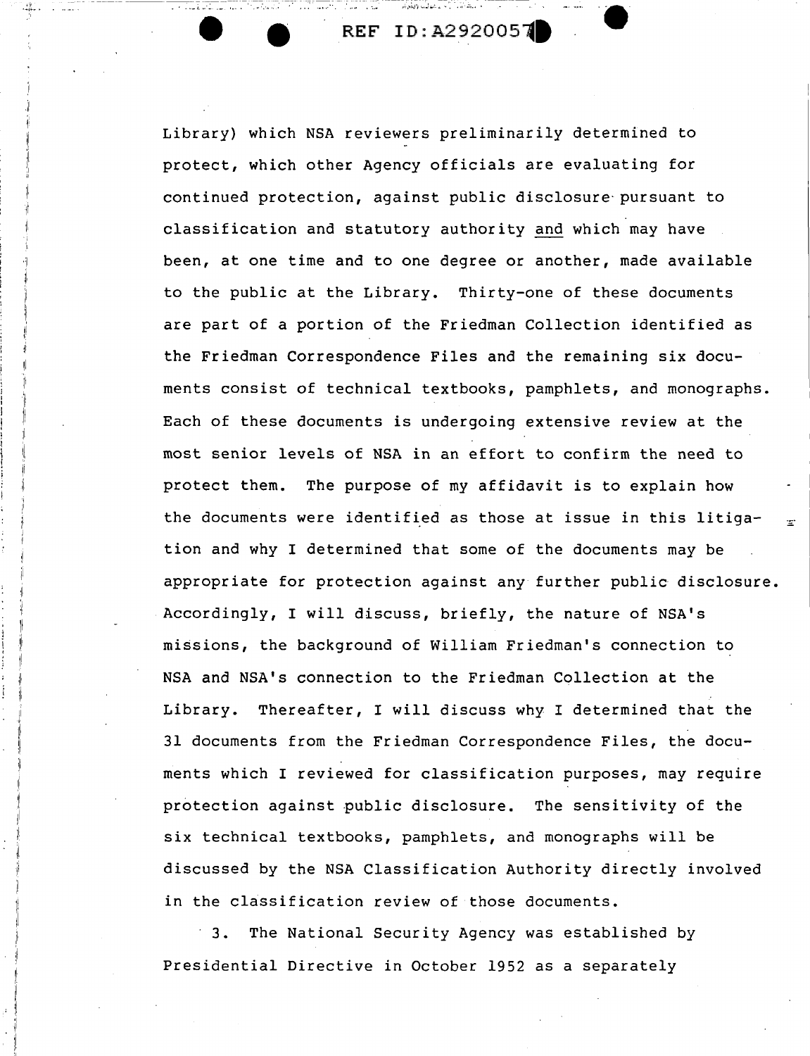Library) which NSA reviewers preliminarily determined to protect, which other Agency officials are evaluating for continued protection, against public disclosure pursuant to classification and statutory authority and which may have been, at one time and to one degree or another, made available to the public at the Library. Thirty-one of these documents are part of a portion of the Friedman Collection identified as the Friedman Correspondence Files and the remaining six documents consist of technical textbooks, pamphlets, and monographs. Each of these documents is undergoing extensive review at the most senior levels of NSA in an effort to confirm the need to protect them. The purpose of my affidavit is to explain how the documents were identified as those at issue in this litigation and why I determined that some of the documents may be appropriate for protection against any further public disclosure. Accordingly, I will discuss, briefly, the nature of NSA's missions, the background of William Friedman's connection to NSA and NSA's connection to the Friedman Collection at the Library. Thereafter, I will discuss why I determined that the 31 documents from the Friedman Correspondence Files, the documents which I reviewed for classification purposes, may require protection against public disclosure. The sensitivity of the six technical textbooks, pamphlets, and monographs will be discussed by the NSA Classification Authority directly involved in the classification review of those documents.

3. The National Security Agency was established by Presidential Directive in October 1952 as a separately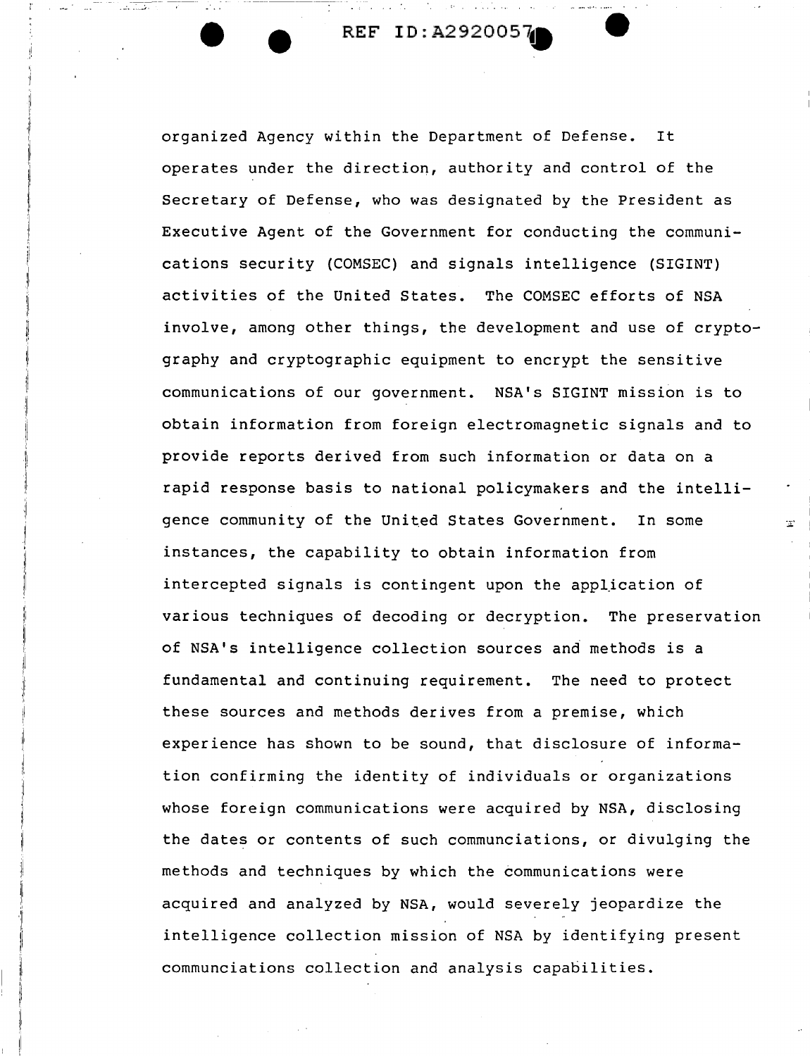organized Agency within the Department of Defense. It operates under the direction, authority and control of the Secretary of Defense, who was designated by the President as Executive Agent of the Government for conducting the communications security (COMSEC) and signals intelligence (SIGINT) activities of the United States. The COMSEC efforts of NSA involve, among other things, the development and use of cryptography and cryptographic equipment to encrypt the sensitive communications of our government. NSA's SIGINT mission is to obtain information from foreign electromagnetic signals and to provide reports derived from such information or data on a rapid response basis to national policymakers and the intelligence community of the United States Government. In some instances, the capability to obtain information from intercepted signals is contingent upon the application of various techniques of decoding or decryption. The preservation of NSA's intelligence collection sources and methods is a fundamental and continuing requirement. The need to protect these sources and methods derives from a premise, which experience has shown to be sound, that disclosure of information confirming the identity of individuals or organizations whose foreign communications were acquired by NSA, disclosing the dates or contents of such communciations, or divulging the methods and techniques by which the communications were acquired and analyzed by NSA, would severely jeopardize the intelligence collection mission of NSA by identifying present communciations collection and analysis capabilities.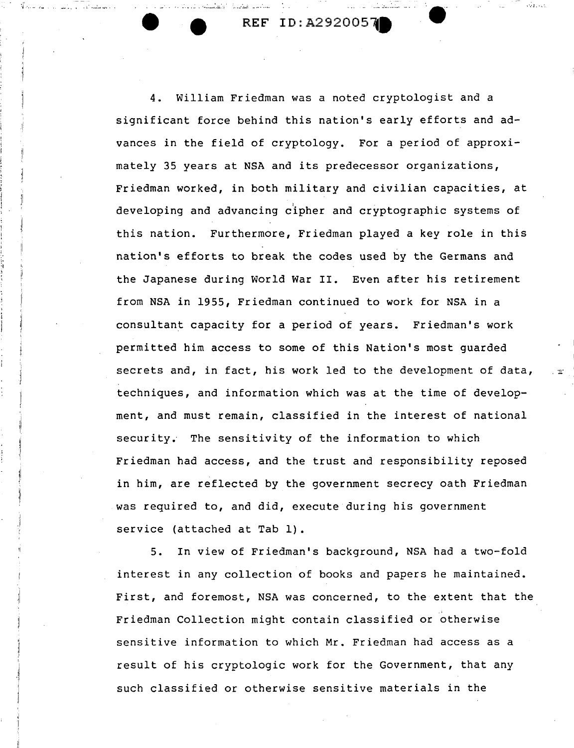4. William Friedman was a noted cryptologist and a significant force behind this nation's early efforts and advances in the field of cryptology. For a period of approximately 35 years at NSA and its predecessor organizations, Friedman worked, in both military and civilian capacities, at developing and advancing cipher and cryptographic systems of this nation. Furthermore, Friedman played a key role in this nation's efforts to break the codes used by the Germans and the Japanese during World War II. Even after his retirement from NSA in 1955, Friedman continued to work for NSA in a consultant capacity for a period of years. Friedman's work permitted him access to some of this Nation's most guarded secrets and, in fact, his work led to the development of data, techniques, and information which was at the time of development, and must remain, classified in the interest of national security. The sensitivity of the information to which Friedman had access, and the trust and responsibility reposed in him, are reflected by the government secrecy oath Friedman was required to, and did, execute during his government service (attached at Tab 1).

5. In view of Friedman's background, NSA had a two-fold interest in any collection of books and papers he maintained. First, and foremost, NSA was concerned, to the extent that the Friedman Collection might contain classified or otherwise sensitive information to which Mr. Friedman had access as a result of his cryptologic work for the Government, that any such classified or otherwise sensitive materials in the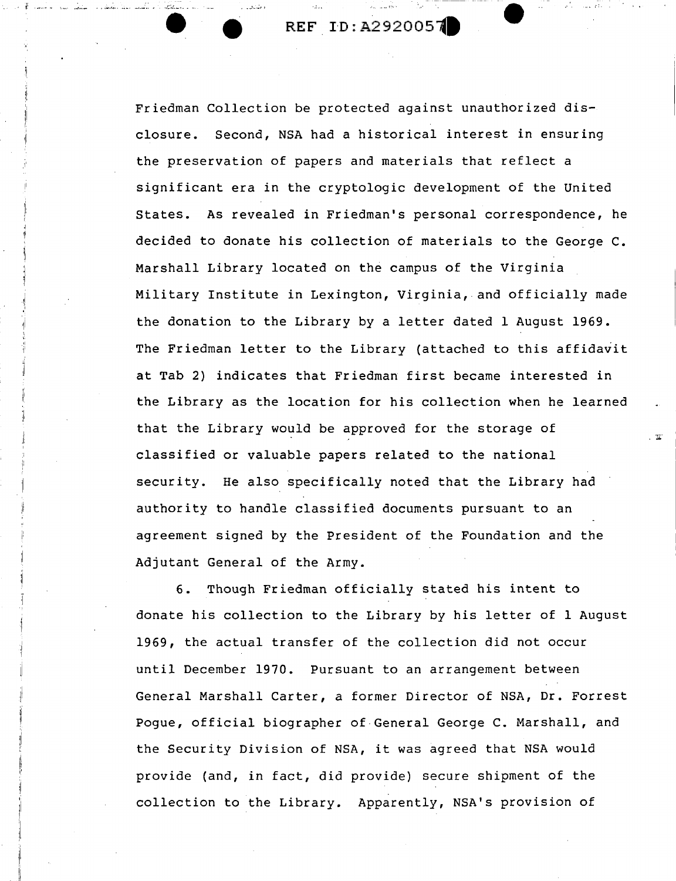Friedman Collection be protected against unauthorized disclosure. Second, NSA had a historical interest in ensuring the preservation of papers and materials that reflect a significant era in the cryptologic development of the United States. As revealed in Friedman's personal correspondence, he decided to donate his collection of materials to the George C. Marshall Library located on the campus of the Virginia Military Institute in Lexington, Virginia, and officially made the donation to the Library by a letter dated 1 August 1969. The Friedman letter to the Library (attached to this affidavit at Tab 2) indicates that Friedman first became interested in the Library as the location for his collection when he learned that the Library would be approved for the storage of classified or valuable papers related to the national security. He also specifically noted that the Library had authority to handle classified documents pursuant to an agreement signed by the President of the Foundation and the Adjutant General of the Army.

6. Though Friedman officially stated his intent to donate his collection to the Library by his letter of 1 August 1969, the actual transfer of the collection did not occur until December 1970. Pursuant to an arrangement between General Marshall Carter, a former Director of NSA, Dr. Forrest Pogue, official biographer of General George C. Marshall, and the Security Division of NSA, it was agreed that NSA would provide (and, in fact, did provide) secure shipment of the collection to the Library. Apparently, NSA's provision of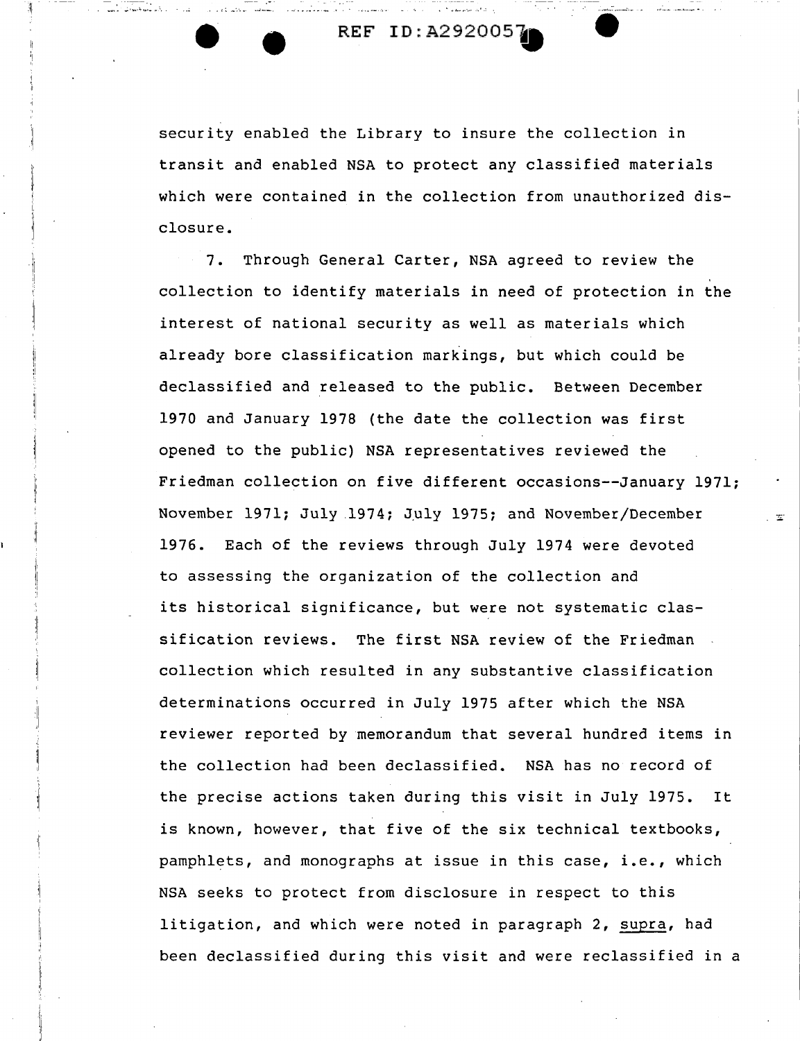security enabled the Library to insure the collection in transit and enabled NSA to protect any classified materials which were contained in the collection from unauthorized disclosure.

7. Through General Carter, NSA agreed to review the collection to identify materials in need of protection in the interest of national security as well as materials which already bore classification markings, but which could be declassified and released to the public. Between December 1970 and January 1978 (the date the collection was first opened to the public) NSA representatives reviewed the Friedman collection on five different occasions--January 1971; November 1971; July 1974; July 1975; and November/December 1976. Each of the reviews through July 1974 were devoted to assessing the organization of the collection and its historical significance, but were not systematic classification reviews. The first NSA review of the Friedman collection which resulted in any substantive classification determinations occurred in July 1975 after which the NSA reviewer reported by memorandum that several hundred items in the collection had been declassified. NSA has no record of the precise actions taken during this visit in July 1975. It is known, however, that five of the six technical textbooks, pamphlets, and monographs at issue in this case, i.e., which NSA seeks to protect from disclosure in respect to this litigation, and which were noted in paragraph 2, supra, had been declassified during this visit and were reclassified in a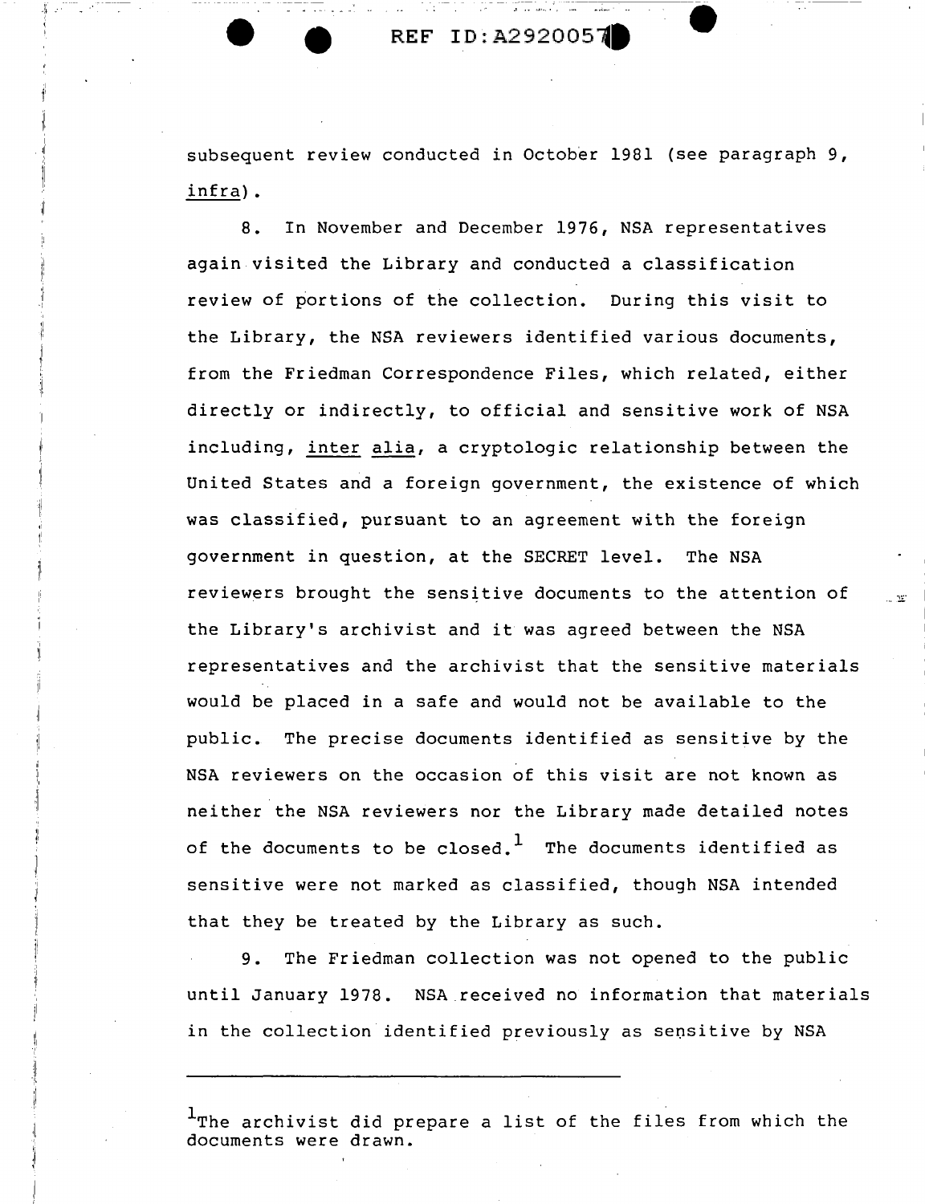subsequent review conducted in October 1981 (see paragraph 9, infra).

8. In November and December 1976, NSA representatives again visited the Library and conducted a classification review of portions of the collection. During this visit to the Library, the NSA reviewers identified various documents, from the Friedman Correspondence Files, which related, either directly or indirectly, to official and sensitive work of NSA including, inter alia, a cryptologic relationship between the United States and a foreign government, the existence of which was classified, pursuant to an agreement with the foreign government in question, at the SECRET level. The NSA reviewers brought the sensitive documents to the attention of the Library's archivist and it was agreed between the NSA representatives and the archivist that the sensitive materials would be placed in a safe and would not be available to the public. The precise documents identified as sensitive by the NSA reviewers on the occasion of this visit are not known as neither the NSA reviewers nor the Library made detailed notes of the documents to be closed.[1] The documents identified as sensitive were not marked as classified, though NSA intended that they be treated by the Library as such.

9. The Friedman collection was not opened to the public until January 1978. NSA received no information that materials in the collection identified previously as sensitive by NSA

---

[1] The archivist did prepare a list of the files from which the documents were drawn.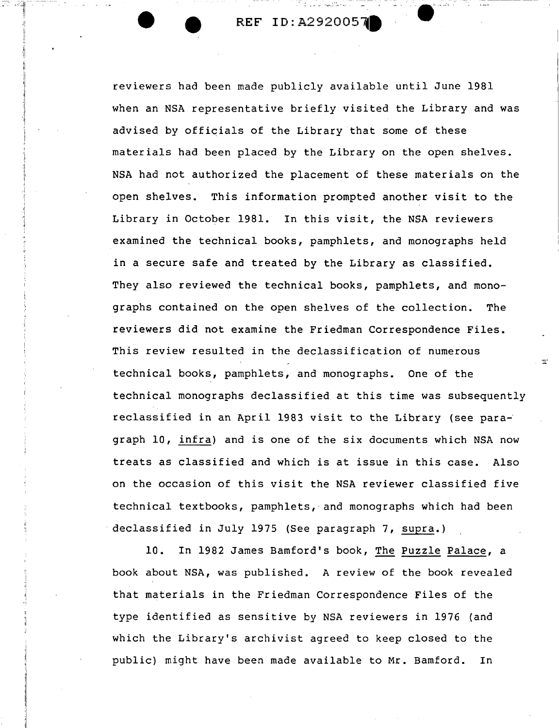reviewers had been made publicly available until June 1981 when an NSA representative briefly visited the Library and was advised by officials of the Library that some of these materials had been placed by the Library on the open shelves. NSA had not authorized the placement of these materials on the open shelves. This information prompted another visit to the Library in October 1981. In this visit, the NSA reviewers examined the technical books, pamphlets, and monographs held in a secure safe and treated by the Library as classified. They also reviewed the technical books, pamphlets, and monographs contained on the open shelves of the collection. The reviewers did not examine the Friedman Correspondence Files. This review resulted in the declassification of numerous technical books, pamphlets, and monographs. One of the technical monographs declassified at this time was subsequently reclassified in an April 1983 visit to the Library (see paragraph 10, _infra_) and is one of the six documents which NSA now treats as classified and which is at issue in this case. Also on the occasion of this visit the NSA reviewer classified five technical textbooks, pamphlets, and monographs which had been declassified in July 1975 (See paragraph 7, _supra_.)

10. In 1982 James Bamford's book, _The Puzzle Palace_, a book about NSA, was published. A review of the book revealed that materials in the Friedman Correspondence Files of the type identified as sensitive by NSA reviewers in 1976 (and which the Library's archivist agreed to keep closed to the public) might have been made available to Mr. Bamford. In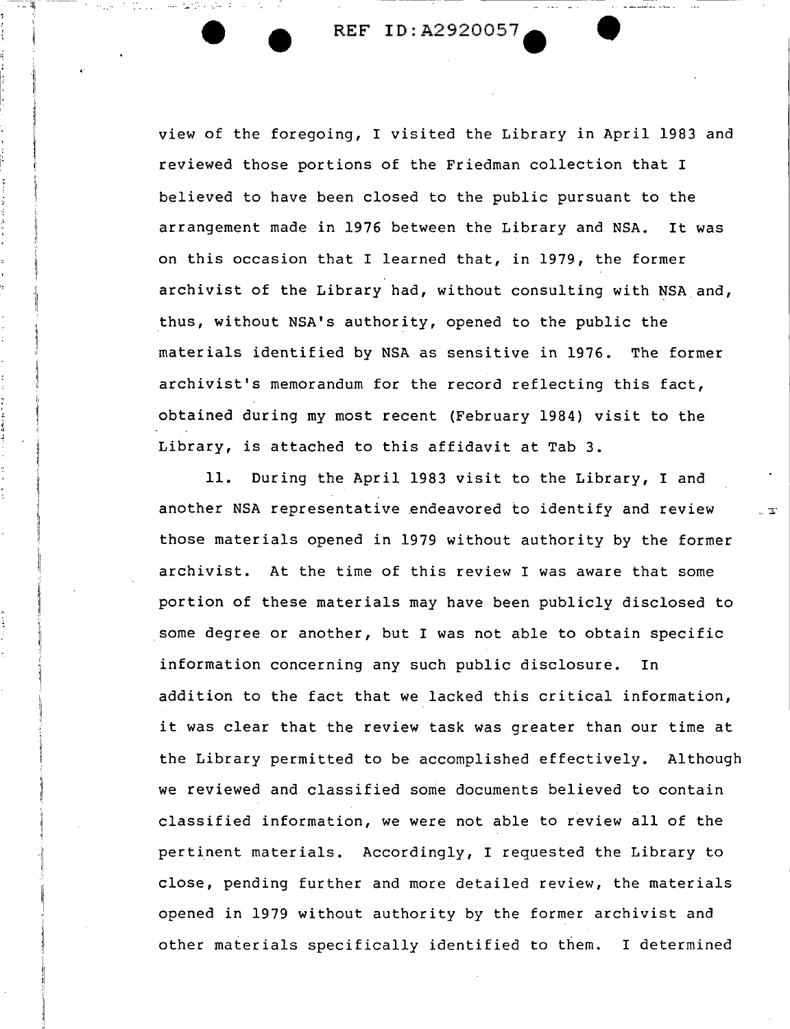view of the foregoing, I visited the Library in April 1983 and reviewed those portions of the Friedman collection that I believed to have been closed to the public pursuant to the arrangement made in 1976 between the Library and NSA. It was on this occasion that I learned that, in 1979, the former archivist of the Library had, without consulting with NSA and, thus, without NSA's authority, opened to the public the materials identified by NSA as sensitive in 1976. The former archivist's memorandum for the record reflecting this fact, obtained during my most recent (February 1984) visit to the Library, is attached to this affidavit at Tab 3.

11. During the April 1983 visit to the Library, I and another NSA representative endeavored to identify and review those materials opened in 1979 without authority by the former archivist. At the time of this review I was aware that some portion of these materials may have been publicly disclosed to some degree or another, but I was not able to obtain specific information concerning any such public disclosure. In addition to the fact that we lacked this critical information, it was clear that the review task was greater than our time at the Library permitted to be accomplished effectively. Although we reviewed and classified some documents believed to contain classified information, we were not able to review all of the pertinent materials. Accordingly, I requested the Library to close, pending further and more detailed review, the materials opened in 1979 without authority by the former archivist and other materials specifically identified to them. I determined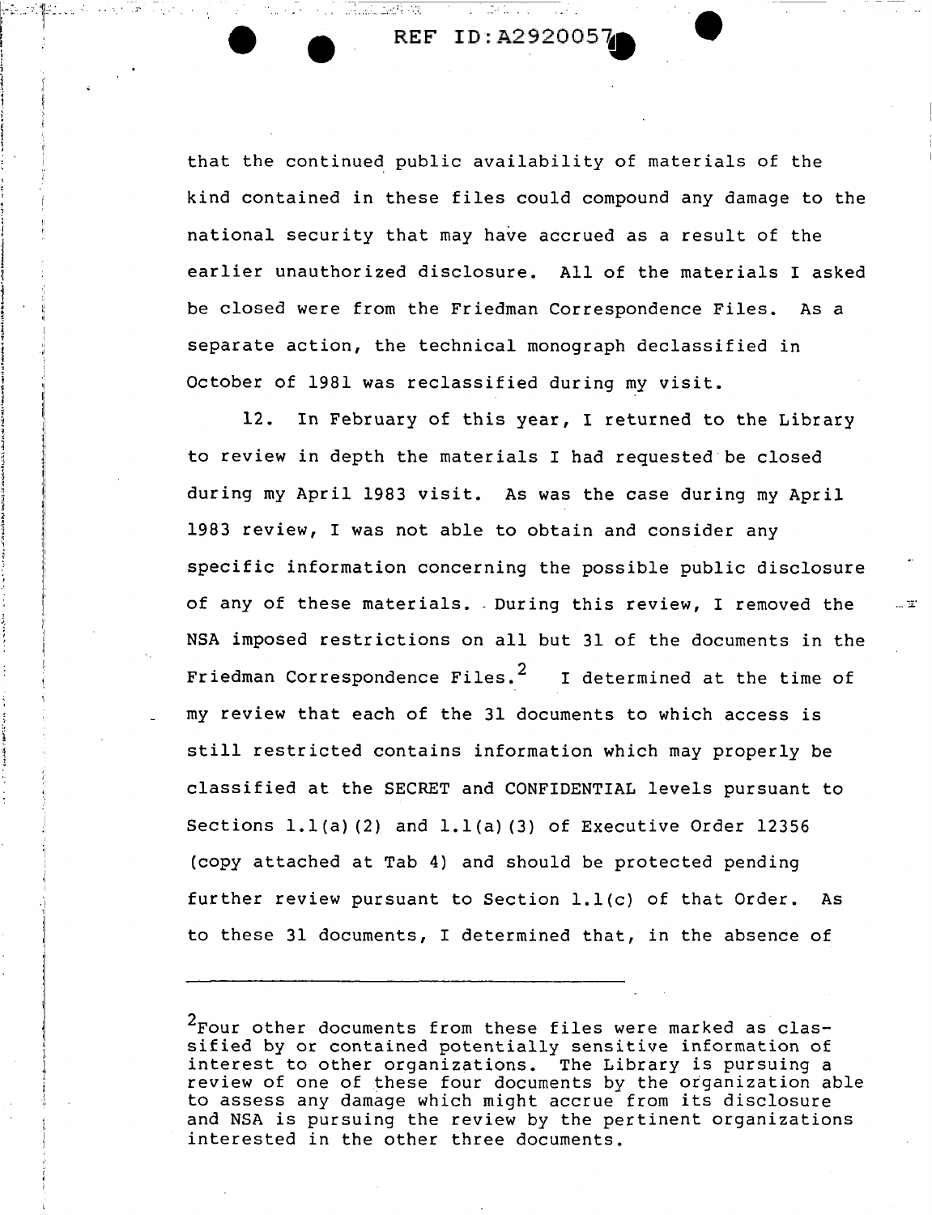that the continued public availability of materials of the kind contained in these files could compound any damage to the national security that may have accrued as a result of the earlier unauthorized disclosure. All of the materials I asked be closed were from the Friedman Correspondence Files. As a separate action, the technical monograph declassified in October of 1981 was reclassified during my visit.

12. In February of this year, I returned to the Library to review in depth the materials I had requested be closed during my April 1983 visit. As was the case during my April 1983 review, I was not able to obtain and consider any specific information concerning the possible public disclosure of any of these materials. During this review, I removed the NSA imposed restrictions on all but 31 of the documents in the Friedman Correspondence Files.[2] I determined at the time of my review that each of the 31 documents to which access is still restricted contains information which may properly be classified at the SECRET and CONFIDENTIAL levels pursuant to Sections 1.1(a)(2) and 1.1(a)(3) of Executive Order 12356 (copy attached at Tab 4) and should be protected pending further review pursuant to Section 1.1(c) of that Order. As to these 31 documents, I determined that, in the absence of

---

[2]Four other documents from these files were marked as classified by or contained potentially sensitive information of interest to other organizations. The Library is pursuing a review of one of these four documents by the organization able to assess any damage which might accrue from its disclosure and NSA is pursuing the review by the pertinent organizations interested in the other three documents.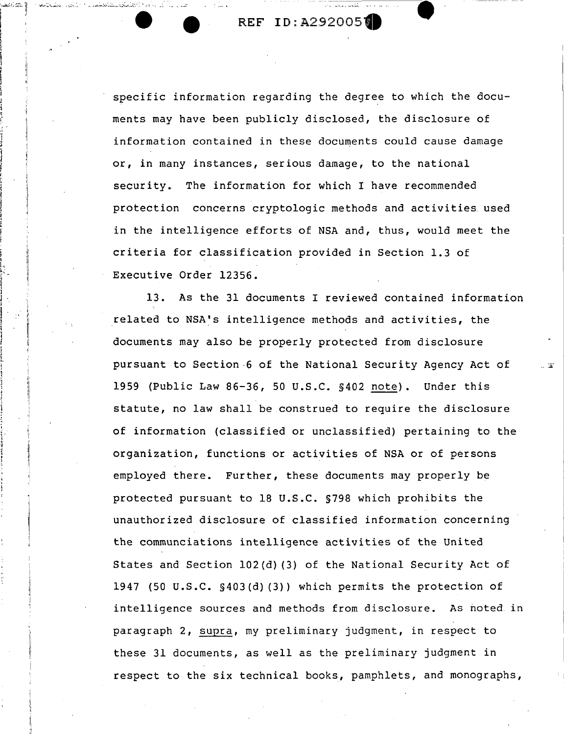specific information regarding the degree to which the documents may have been publicly disclosed, the disclosure of information contained in these documents could cause damage or, in many instances, serious damage, to the national security. The information for which I have recommended protection concerns cryptologic methods and activities used in the intelligence efforts of NSA and, thus, would meet the criteria for classification provided in Section 1.3 of Executive Order 12356.

13. As the 31 documents I reviewed contained information related to NSA's intelligence methods and activities, the documents may also be properly protected from disclosure pursuant to Section 6 of the National Security Agency Act of 1959 (Public Law 86-36, 50 U.S.C. §402 note). Under this statute, no law shall be construed to require the disclosure of information (classified or unclassified) pertaining to the organization, functions or activities of NSA or of persons employed there. Further, these documents may properly be protected pursuant to 18 U.S.C. §798 which prohibits the unauthorized disclosure of classified information concerning the communciations intelligence activities of the United States and Section 102(d)(3) of the National Security Act of 1947 (50 U.S.C. §403(d)(3)) which permits the protection of intelligence sources and methods from disclosure. As noted in paragraph 2, supra, my preliminary judgment, in respect to these 31 documents, as well as the preliminary judgment in respect to the six technical books, pamphlets, and monographs,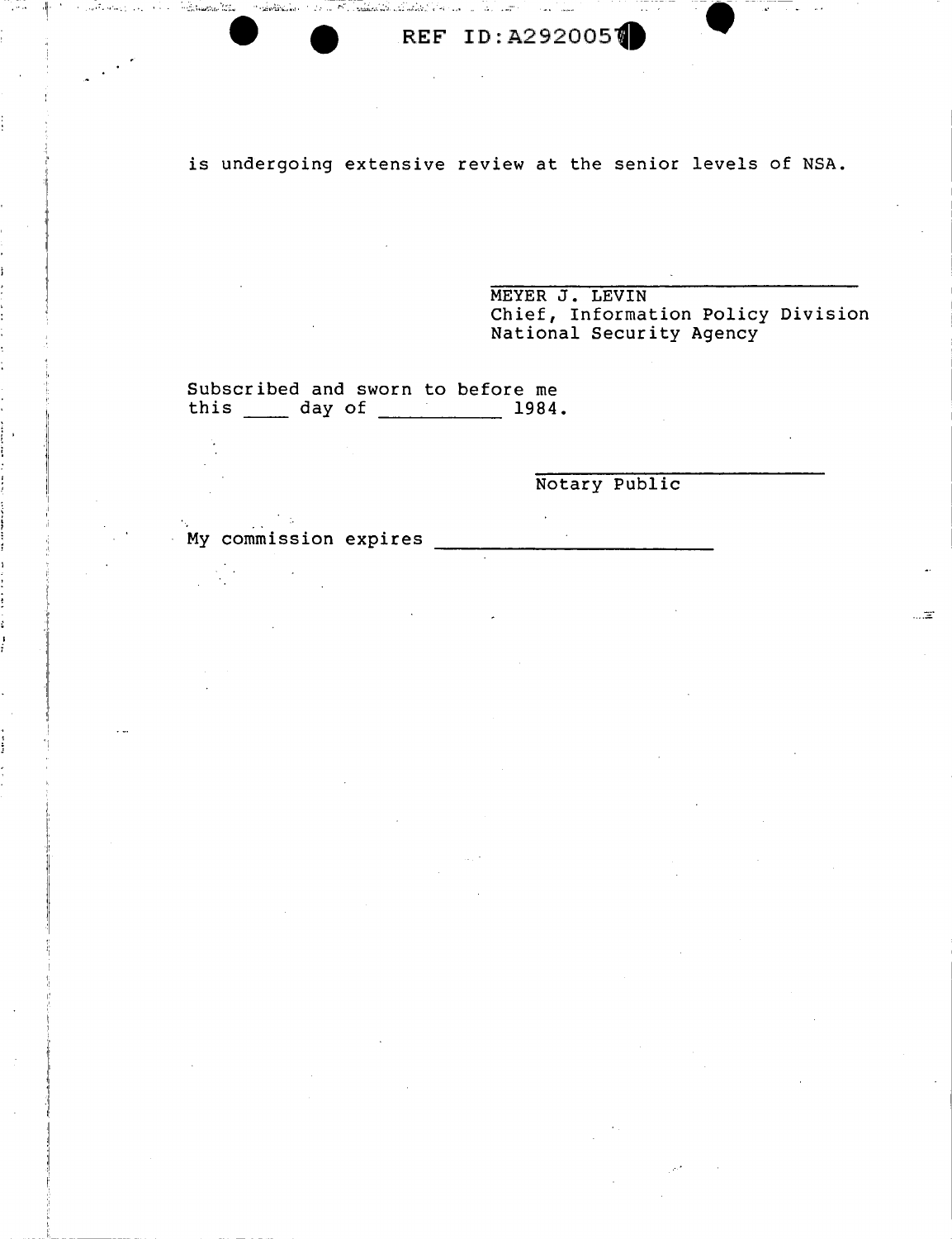is undergoing extensive review at the senior levels of NSA.

MEYER J. LEVIN
Chief, Information Policy Division
National Security Agency

Subscribed and sworn to before me
this ____ day of __________ 1984.

Notary Public

My commission expires ______________________